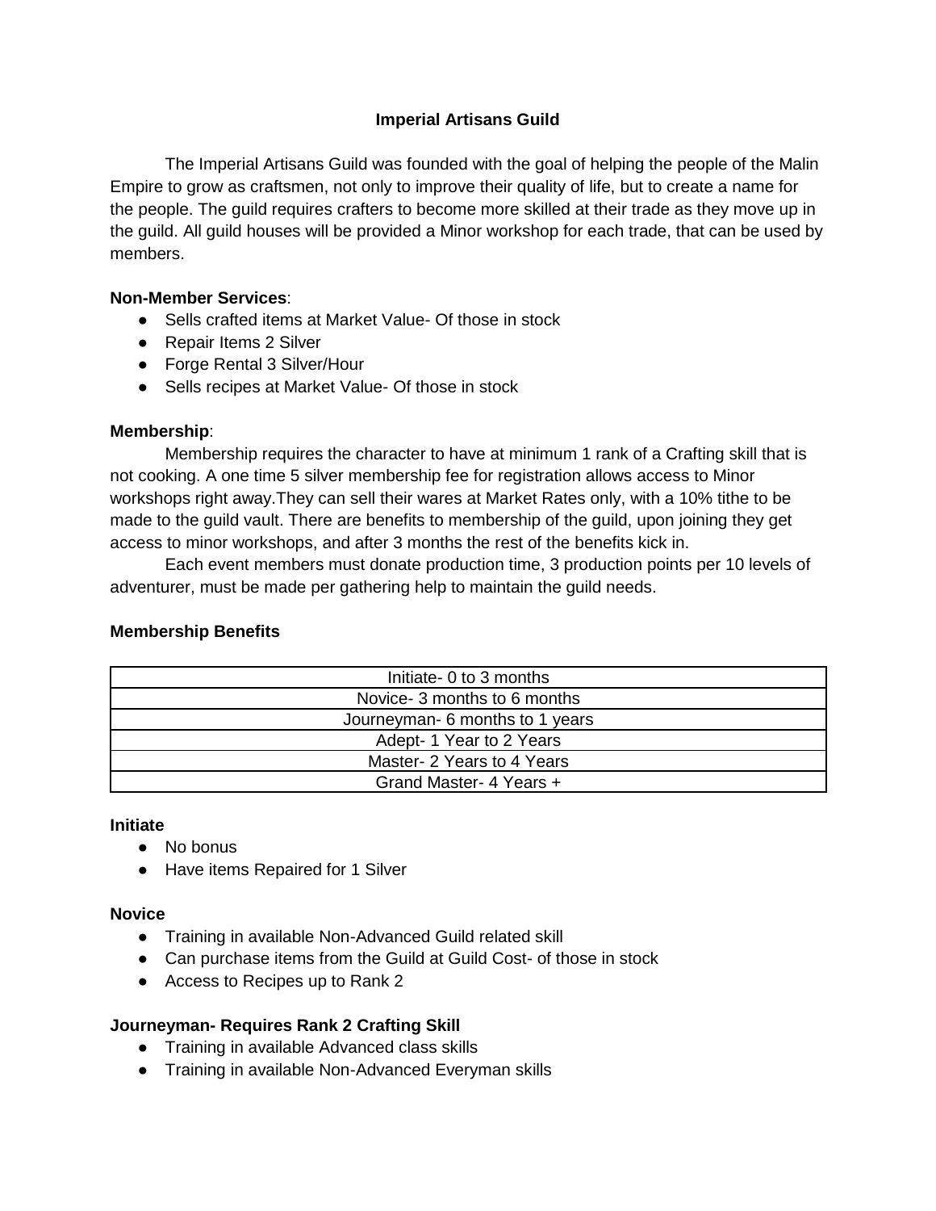# Imperial Artisans Guild

The Imperial Artisans Guild was founded with the goal of helping the people of the Malin Empire to grow as craftsmen, not only to improve their quality of life, but to create a name for the people. The guild requires crafters to become more skilled at their trade as they move up in the guild. All guild houses will be provided a Minor workshop for each trade, that can be used by members.

**Non-Member Services**:

- Sells crafted items at Market Value- Of those in stock
- Repair Items 2 Silver
- Forge Rental 3 Silver/Hour
- Sells recipes at Market Value- Of those in stock

**Membership**:

Membership requires the character to have at minimum 1 rank of a Crafting skill that is not cooking. A one time 5 silver membership fee for registration allows access to Minor workshops right away.They can sell their wares at Market Rates only, with a 10% tithe to be made to the guild vault. There are benefits to membership of the guild, upon joining they get access to minor workshops, and after 3 months the rest of the benefits kick in.

Each event members must donate production time, 3 production points per 10 levels of adventurer, must be made per gathering help to maintain the guild needs.

**Membership Benefits**

| Initiate- 0 to 3 months |
| --- |
| Novice- 3 months to 6 months |
| Journeyman- 6 months to 1 years |
| Adept- 1 Year to 2 Years |
| Master- 2 Years to 4 Years |
| Grand Master- 4 Years + |

**Initiate**

- No bonus
- Have items Repaired for 1 Silver

**Novice**

- Training in available Non-Advanced Guild related skill
- Can purchase items from the Guild at Guild Cost- of those in stock
- Access to Recipes up to Rank 2

**Journeyman- Requires Rank 2 Crafting Skill**

- Training in available Advanced class skills
- Training in available Non-Advanced Everyman skills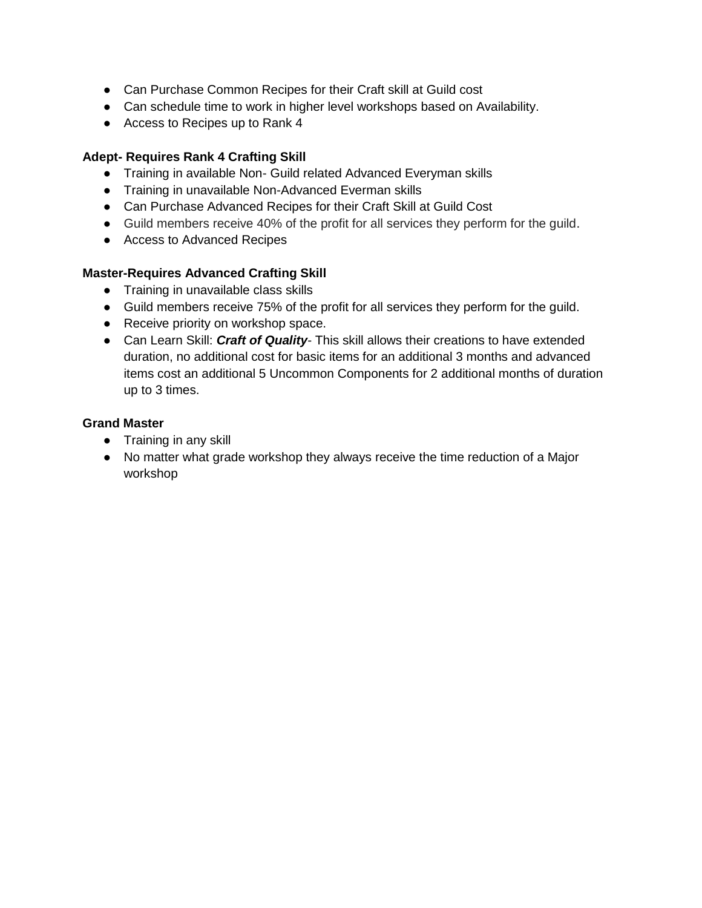- Can Purchase Common Recipes for their Craft skill at Guild cost
- Can schedule time to work in higher level workshops based on Availability.
- Access to Recipes up to Rank 4

**Adept- Requires Rank 4 Crafting Skill**

- Training in available Non- Guild related Advanced Everyman skills
- Training in unavailable Non-Advanced Everman skills
- Can Purchase Advanced Recipes for their Craft Skill at Guild Cost
- Guild members receive 40% of the profit for all services they perform for the guild.
- Access to Advanced Recipes

**Master-Requires Advanced Crafting Skill**

- Training in unavailable class skills
- Guild members receive 75% of the profit for all services they perform for the guild.
- Receive priority on workshop space.
- Can Learn Skill: ***Craft of Quality***- This skill allows their creations to have extended duration, no additional cost for basic items for an additional 3 months and advanced items cost an additional 5 Uncommon Components for 2 additional months of duration up to 3 times.

**Grand Master**

- Training in any skill
- No matter what grade workshop they always receive the time reduction of a Major workshop